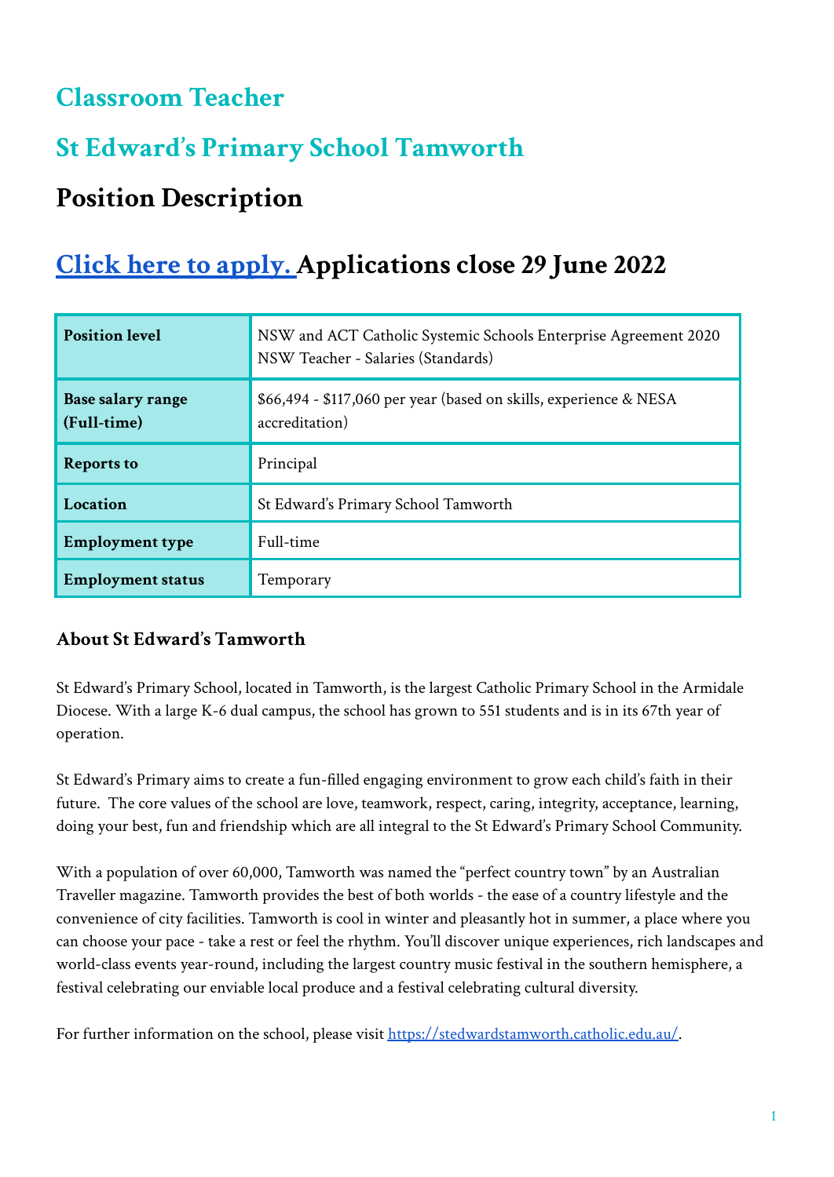# Classroom Teacher

# St Edward's Primary School Tamworth

## Position Description

## [Click here to apply.](#) Applications close 29 June 2022

| **Position level** | NSW and ACT Catholic Systemic Schools Enterprise Agreement 2020 NSW Teacher - Salaries (Standards) |
|---|---|
| **Base salary range (Full-time)** | $66,494 - $117,060 per year (based on skills, experience & NESA accreditation) |
| **Reports to** | Principal |
| **Location** | St Edward's Primary School Tamworth |
| **Employment type** | Full-time |
| **Employment status** | Temporary |

### About St Edward's Tamworth

St Edward's Primary School, located in Tamworth, is the largest Catholic Primary School in the Armidale Diocese. With a large K-6 dual campus, the school has grown to 551 students and is in its 67th year of operation.

St Edward's Primary aims to create a fun-filled engaging environment to grow each child's faith in their future. The core values of the school are love, teamwork, respect, caring, integrity, acceptance, learning, doing your best, fun and friendship which are all integral to the St Edward's Primary School Community.

With a population of over 60,000, Tamworth was named the "perfect country town" by an Australian Traveller magazine. Tamworth provides the best of both worlds - the ease of a country lifestyle and the convenience of city facilities. Tamworth is cool in winter and pleasantly hot in summer, a place where you can choose your pace - take a rest or feel the rhythm. You'll discover unique experiences, rich landscapes and world-class events year-round, including the largest country music festival in the southern hemisphere, a festival celebrating our enviable local produce and a festival celebrating cultural diversity.

For further information on the school, please visit [https://stedwardstamworth.catholic.edu.au/](https://stedwardstamworth.catholic.edu.au/).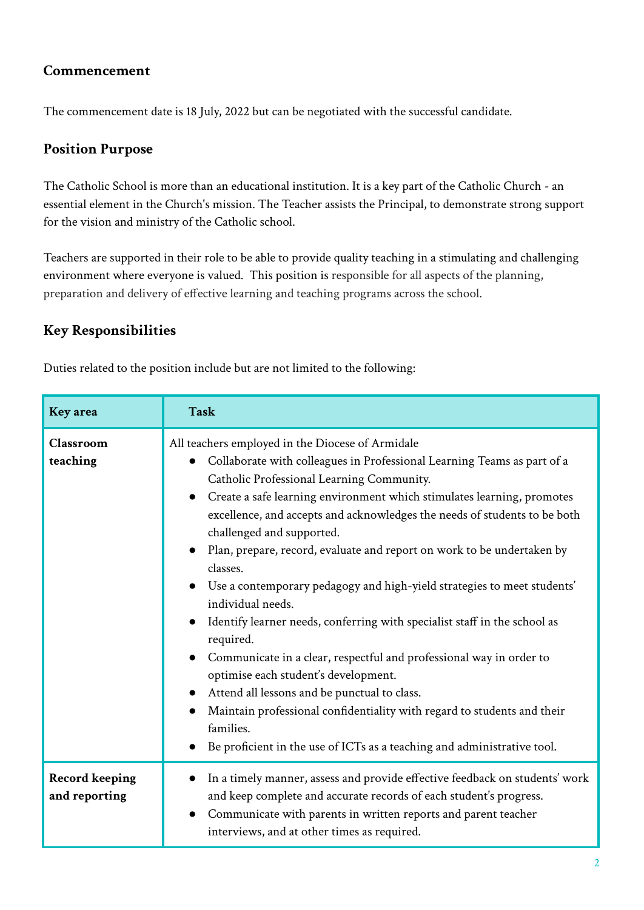## Commencement

The commencement date is 18 July, 2022 but can be negotiated with the successful candidate.

## Position Purpose

The Catholic School is more than an educational institution. It is a key part of the Catholic Church - an essential element in the Church's mission. The Teacher assists the Principal, to demonstrate strong support for the vision and ministry of the Catholic school.

Teachers are supported in their role to be able to provide quality teaching in a stimulating and challenging environment where everyone is valued. This position is responsible for all aspects of the planning, preparation and delivery of effective learning and teaching programs across the school.

## Key Responsibilities

Duties related to the position include but are not limited to the following:

| Key area | Task |
|---|---|
| **Classroom teaching** | All teachers employed in the Diocese of Armidale<br>● Collaborate with colleagues in Professional Learning Teams as part of a Catholic Professional Learning Community.<br>● Create a safe learning environment which stimulates learning, promotes excellence, and accepts and acknowledges the needs of students to be both challenged and supported.<br>● Plan, prepare, record, evaluate and report on work to be undertaken by classes.<br>● Use a contemporary pedagogy and high-yield strategies to meet students' individual needs.<br>● Identify learner needs, conferring with specialist staff in the school as required.<br>● Communicate in a clear, respectful and professional way in order to optimise each student's development.<br>● Attend all lessons and be punctual to class.<br>● Maintain professional confidentiality with regard to students and their families.<br>● Be proficient in the use of ICTs as a teaching and administrative tool. |
| **Record keeping and reporting** | ● In a timely manner, assess and provide effective feedback on students' work and keep complete and accurate records of each student's progress.<br>● Communicate with parents in written reports and parent teacher interviews, and at other times as required. |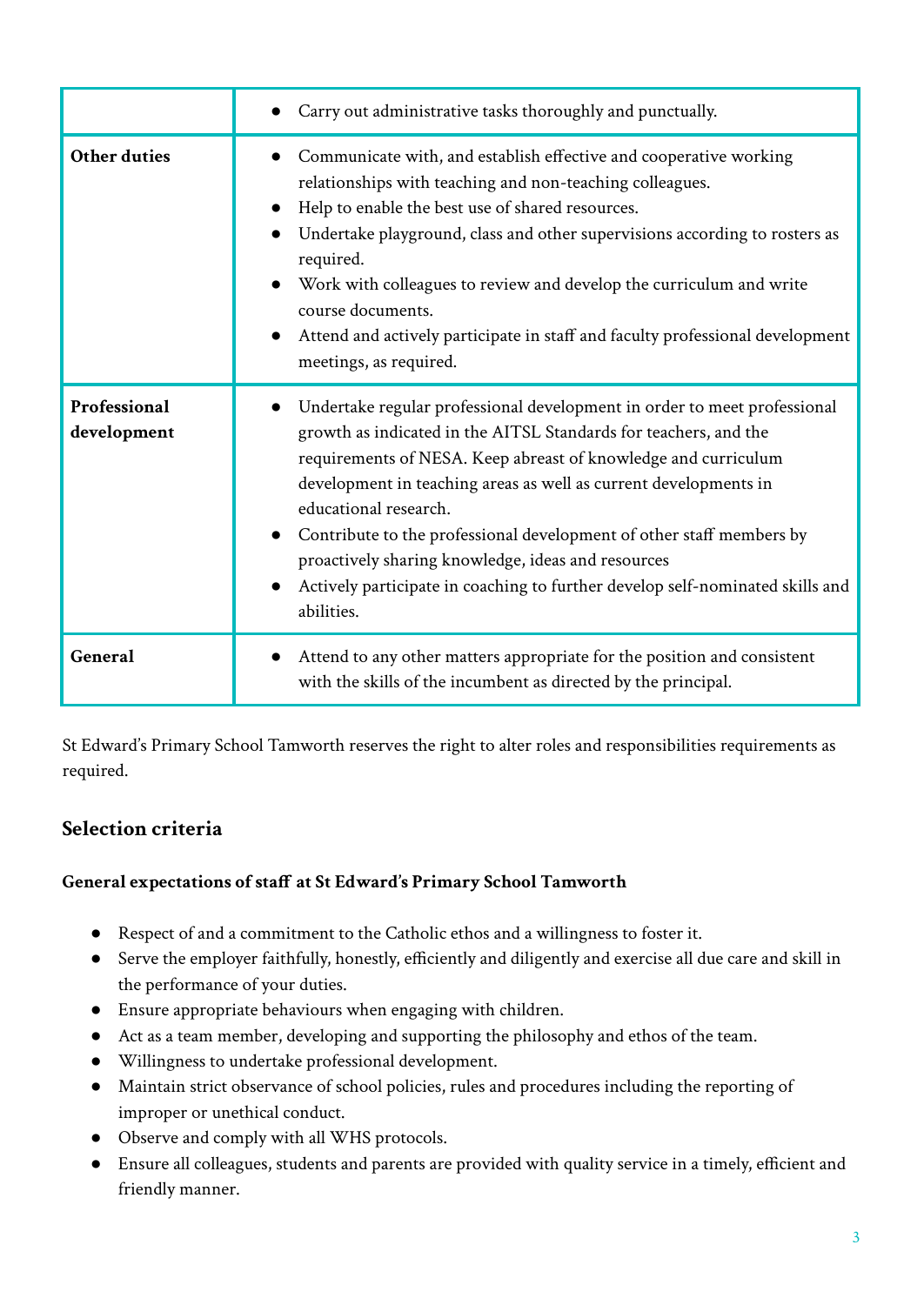| | |
|---|---|
| | • Carry out administrative tasks thoroughly and punctually. |
| **Other duties** | • Communicate with, and establish effective and cooperative working relationships with teaching and non-teaching colleagues.<br>• Help to enable the best use of shared resources.<br>• Undertake playground, class and other supervisions according to rosters as required.<br>• Work with colleagues to review and develop the curriculum and write course documents.<br>• Attend and actively participate in staff and faculty professional development meetings, as required. |
| **Professional development** | • Undertake regular professional development in order to meet professional growth as indicated in the AITSL Standards for teachers, and the requirements of NESA. Keep abreast of knowledge and curriculum development in teaching areas as well as current developments in educational research.<br>• Contribute to the professional development of other staff members by proactively sharing knowledge, ideas and resources<br>• Actively participate in coaching to further develop self-nominated skills and abilities. |
| **General** | • Attend to any other matters appropriate for the position and consistent with the skills of the incumbent as directed by the principal. |

St Edward's Primary School Tamworth reserves the right to alter roles and responsibilities requirements as required.

## Selection criteria

**General expectations of staff at St Edward's Primary School Tamworth**

- Respect of and a commitment to the Catholic ethos and a willingness to foster it.
- Serve the employer faithfully, honestly, efficiently and diligently and exercise all due care and skill in the performance of your duties.
- Ensure appropriate behaviours when engaging with children.
- Act as a team member, developing and supporting the philosophy and ethos of the team.
- Willingness to undertake professional development.
- Maintain strict observance of school policies, rules and procedures including the reporting of improper or unethical conduct.
- Observe and comply with all WHS protocols.
- Ensure all colleagues, students and parents are provided with quality service in a timely, efficient and friendly manner.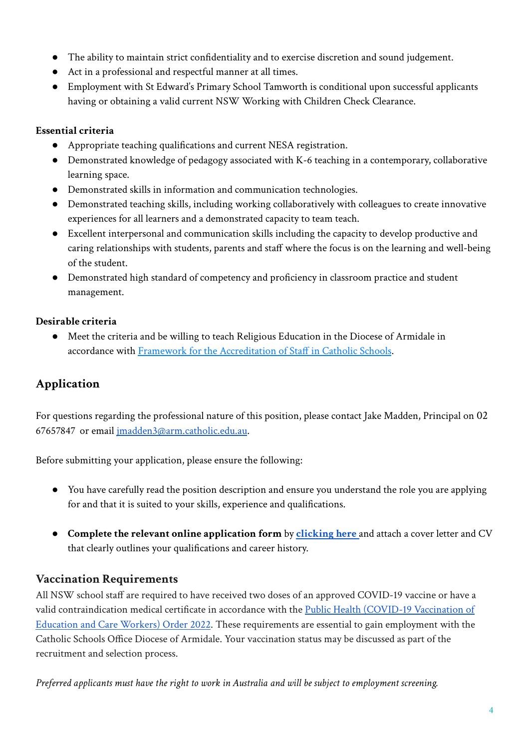- The ability to maintain strict confidentiality and to exercise discretion and sound judgement.
- Act in a professional and respectful manner at all times.
- Employment with St Edward's Primary School Tamworth is conditional upon successful applicants having or obtaining a valid current NSW Working with Children Check Clearance.

**Essential criteria**

- Appropriate teaching qualifications and current NESA registration.
- Demonstrated knowledge of pedagogy associated with K-6 teaching in a contemporary, collaborative learning space.
- Demonstrated skills in information and communication technologies.
- Demonstrated teaching skills, including working collaboratively with colleagues to create innovative experiences for all learners and a demonstrated capacity to team teach.
- Excellent interpersonal and communication skills including the capacity to develop productive and caring relationships with students, parents and staff where the focus is on the learning and well-being of the student.
- Demonstrated high standard of competency and proficiency in classroom practice and student management.

**Desirable criteria**

- Meet the criteria and be willing to teach Religious Education in the Diocese of Armidale in accordance with Framework for the Accreditation of Staff in Catholic Schools.

## Application

For questions regarding the professional nature of this position, please contact Jake Madden, Principal on 02 67657847 or email jmadden3@arm.catholic.edu.au.

Before submitting your application, please ensure the following:

- You have carefully read the position description and ensure you understand the role you are applying for and that it is suited to your skills, experience and qualifications.

- **Complete the relevant online application form** by **clicking here** and attach a cover letter and CV that clearly outlines your qualifications and career history.

## Vaccination Requirements

All NSW school staff are required to have received two doses of an approved COVID-19 vaccine or have a valid contraindication medical certificate in accordance with the Public Health (COVID-19 Vaccination of Education and Care Workers) Order 2022. These requirements are essential to gain employment with the Catholic Schools Office Diocese of Armidale. Your vaccination status may be discussed as part of the recruitment and selection process.

*Preferred applicants must have the right to work in Australia and will be subject to employment screening.*